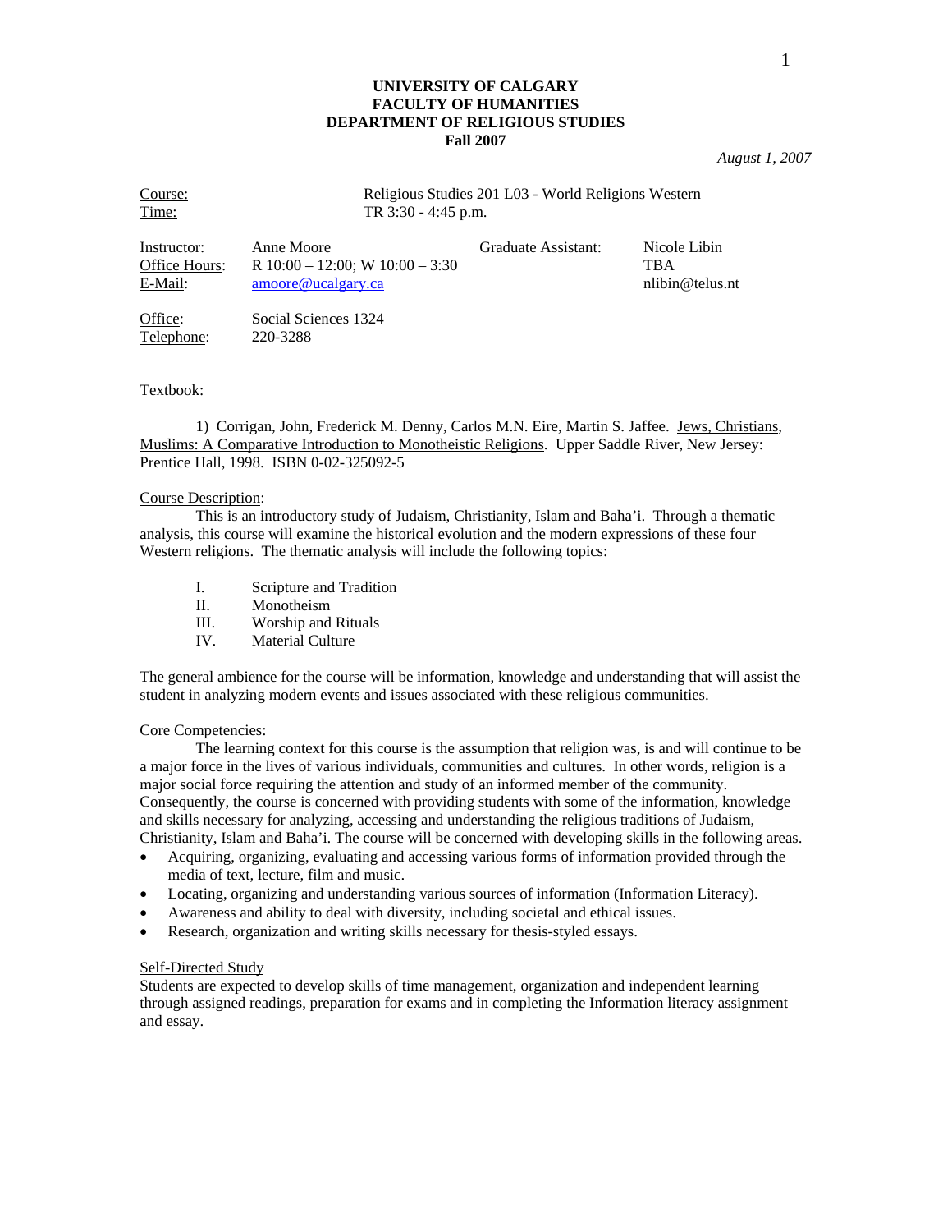**UNIVERSITY OF CALGARY**
**FACULTY OF HUMANITIES**
**DEPARTMENT OF RELIGIOUS STUDIES**
**Fall 2007**

*August 1, 2007*

Course: Religious Studies 201 L03 - World Religions Western
Time: TR 3:30 - 4:45 p.m.

| | | | |
|---|---|---|---|
| Instructor: | Anne Moore | Graduate Assistant: | Nicole Libin |
| Office Hours: | R 10:00 – 12:00; W 10:00 – 3:30 | | TBA |
| E-Mail: | amoore@ucalgary.ca | | nlibin@telus.nt |

Office: Social Sciences 1324
Telephone: 220-3288

Textbook:

1) Corrigan, John, Frederick M. Denny, Carlos M.N. Eire, Martin S. Jaffee. Jews, Christians, Muslims: A Comparative Introduction to Monotheistic Religions. Upper Saddle River, New Jersey: Prentice Hall, 1998. ISBN 0-02-325092-5

Course Description:

This is an introductory study of Judaism, Christianity, Islam and Baha'i. Through a thematic analysis, this course will examine the historical evolution and the modern expressions of these four Western religions. The thematic analysis will include the following topics:

I. Scripture and Tradition
II. Monotheism
III. Worship and Rituals
IV. Material Culture

The general ambience for the course will be information, knowledge and understanding that will assist the student in analyzing modern events and issues associated with these religious communities.

Core Competencies:

The learning context for this course is the assumption that religion was, is and will continue to be a major force in the lives of various individuals, communities and cultures. In other words, religion is a major social force requiring the attention and study of an informed member of the community. Consequently, the course is concerned with providing students with some of the information, knowledge and skills necessary for analyzing, accessing and understanding the religious traditions of Judaism, Christianity, Islam and Baha'i. The course will be concerned with developing skills in the following areas.

- Acquiring, organizing, evaluating and accessing various forms of information provided through the media of text, lecture, film and music.
- Locating, organizing and understanding various sources of information (Information Literacy).
- Awareness and ability to deal with diversity, including societal and ethical issues.
- Research, organization and writing skills necessary for thesis-styled essays.

Self-Directed Study

Students are expected to develop skills of time management, organization and independent learning through assigned readings, preparation for exams and in completing the Information literacy assignment and essay.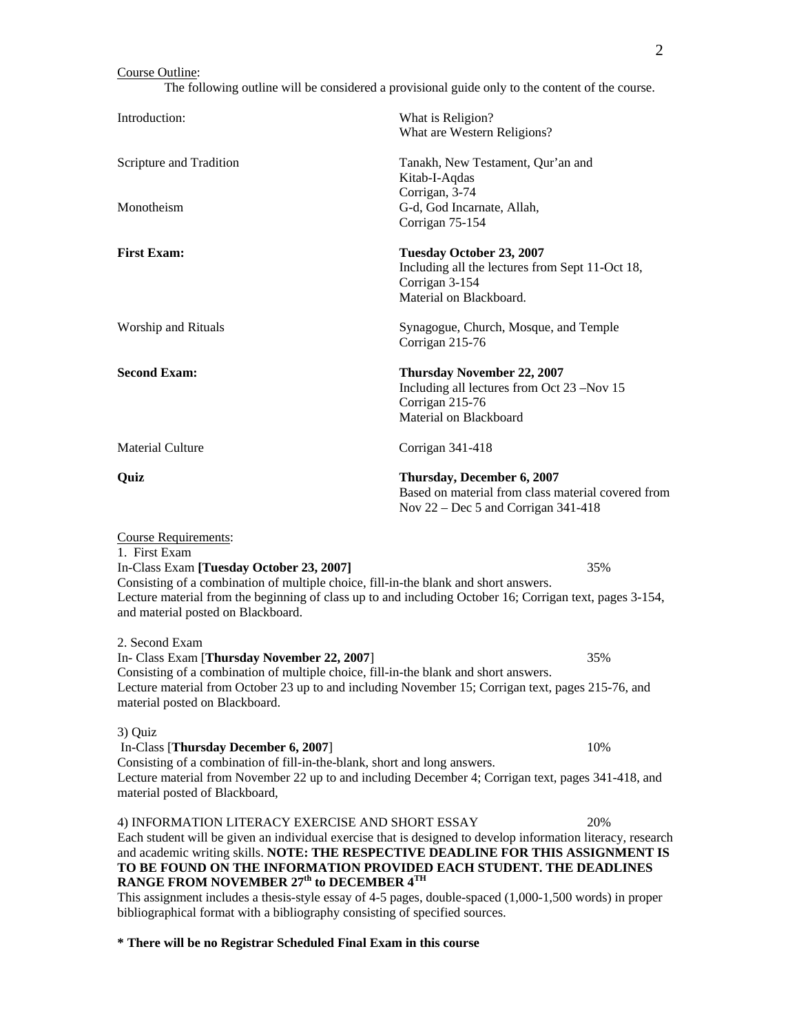Course Outline:

The following outline will be considered a provisional guide only to the content of the course.

| | |
|---|---|
| Introduction: | What is Religion?<br>What are Western Religions? |
| Scripture and Tradition | Tanakh, New Testament, Qur'an and Kitab-I-Aqdas<br>Corrigan, 3-74 |
| Monotheism | G-d, God Incarnate, Allah,<br>Corrigan 75-154 |
| **First Exam:** | **Tuesday October 23, 2007**<br>Including all the lectures from Sept 11-Oct 18,<br>Corrigan 3-154<br>Material on Blackboard. |
| Worship and Rituals | Synagogue, Church, Mosque, and Temple<br>Corrigan 215-76 |
| **Second Exam:** | **Thursday November 22, 2007**<br>Including all lectures from Oct 23 –Nov 15<br>Corrigan 215-76<br>Material on Blackboard |
| Material Culture | Corrigan 341-418 |
| **Quiz** | **Thursday, December 6, 2007**<br>Based on material from class material covered from Nov 22 – Dec 5 and Corrigan 341-418 |

Course Requirements:

1. First Exam
In-Class Exam **[Tuesday October 23, 2007]** 35%
Consisting of a combination of multiple choice, fill-in-the blank and short answers.
Lecture material from the beginning of class up to and including October 16; Corrigan text, pages 3-154, and material posted on Blackboard.

2. Second Exam
In- Class Exam [**Thursday November 22, 2007**] 35%
Consisting of a combination of multiple choice, fill-in-the blank and short answers.
Lecture material from October 23 up to and including November 15; Corrigan text, pages 215-76, and material posted on Blackboard.

3) Quiz
In-Class [**Thursday December 6, 2007**] 10%
Consisting of a combination of fill-in-the-blank, short and long answers.
Lecture material from November 22 up to and including December 4; Corrigan text, pages 341-418, and material posted of Blackboard,

4) INFORMATION LITERACY EXERCISE AND SHORT ESSAY 20%
Each student will be given an individual exercise that is designed to develop information literacy, research and academic writing skills. **NOTE: THE RESPECTIVE DEADLINE FOR THIS ASSIGNMENT IS TO BE FOUND ON THE INFORMATION PROVIDED EACH STUDENT. THE DEADLINES RANGE FROM NOVEMBER 27th to DECEMBER 4TH**
This assignment includes a thesis-style essay of 4-5 pages, double-spaced (1,000-1,500 words) in proper bibliographical format with a bibliography consisting of specified sources.

**\* There will be no Registrar Scheduled Final Exam in this course**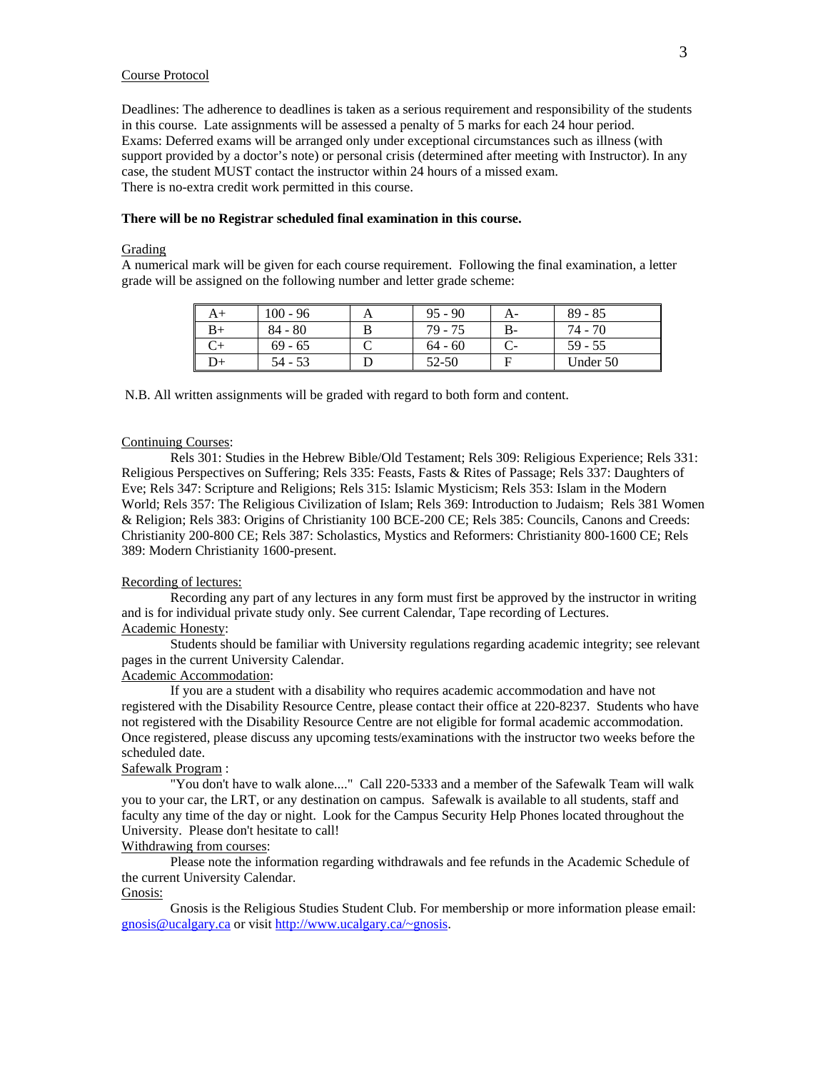Course Protocol

Deadlines: The adherence to deadlines is taken as a serious requirement and responsibility of the students in this course. Late assignments will be assessed a penalty of 5 marks for each 24 hour period.
Exams: Deferred exams will be arranged only under exceptional circumstances such as illness (with support provided by a doctor's note) or personal crisis (determined after meeting with Instructor). In any case, the student MUST contact the instructor within 24 hours of a missed exam.
There is no-extra credit work permitted in this course.

**There will be no Registrar scheduled final examination in this course.**

Grading

A numerical mark will be given for each course requirement. Following the final examination, a letter grade will be assigned on the following number and letter grade scheme:

| A+ | 100 - 96 | A | 95 - 90 | A- | 89 - 85 |
|---|---|---|---|---|---|
| B+ | 84 - 80 | B | 79 - 75 | B- | 74 - 70 |
| C+ | 69 - 65 | C | 64 - 60 | C- | 59 - 55 |
| D+ | 54 - 53 | D | 52-50 | F | Under 50 |

N.B. All written assignments will be graded with regard to both form and content.

Continuing Courses:

Rels 301: Studies in the Hebrew Bible/Old Testament; Rels 309: Religious Experience; Rels 331: Religious Perspectives on Suffering; Rels 335: Feasts, Fasts & Rites of Passage; Rels 337: Daughters of Eve; Rels 347: Scripture and Religions; Rels 315: Islamic Mysticism; Rels 353: Islam in the Modern World; Rels 357: The Religious Civilization of Islam; Rels 369: Introduction to Judaism; Rels 381 Women & Religion; Rels 383: Origins of Christianity 100 BCE-200 CE; Rels 385: Councils, Canons and Creeds: Christianity 200-800 CE; Rels 387: Scholastics, Mystics and Reformers: Christianity 800-1600 CE; Rels 389: Modern Christianity 1600-present.

Recording of lectures:

Recording any part of any lectures in any form must first be approved by the instructor in writing and is for individual private study only. See current Calendar, Tape recording of Lectures.

Academic Honesty:

Students should be familiar with University regulations regarding academic integrity; see relevant pages in the current University Calendar.

Academic Accommodation:

If you are a student with a disability who requires academic accommodation and have not registered with the Disability Resource Centre, please contact their office at 220-8237. Students who have not registered with the Disability Resource Centre are not eligible for formal academic accommodation. Once registered, please discuss any upcoming tests/examinations with the instructor two weeks before the scheduled date.

Safewalk Program :

"You don't have to walk alone...." Call 220-5333 and a member of the Safewalk Team will walk you to your car, the LRT, or any destination on campus. Safewalk is available to all students, staff and faculty any time of the day or night. Look for the Campus Security Help Phones located throughout the University. Please don't hesitate to call!

Withdrawing from courses:

Please note the information regarding withdrawals and fee refunds in the Academic Schedule of the current University Calendar.

Gnosis:

Gnosis is the Religious Studies Student Club. For membership or more information please email: gnosis@ucalgary.ca or visit http://www.ucalgary.ca/~gnosis.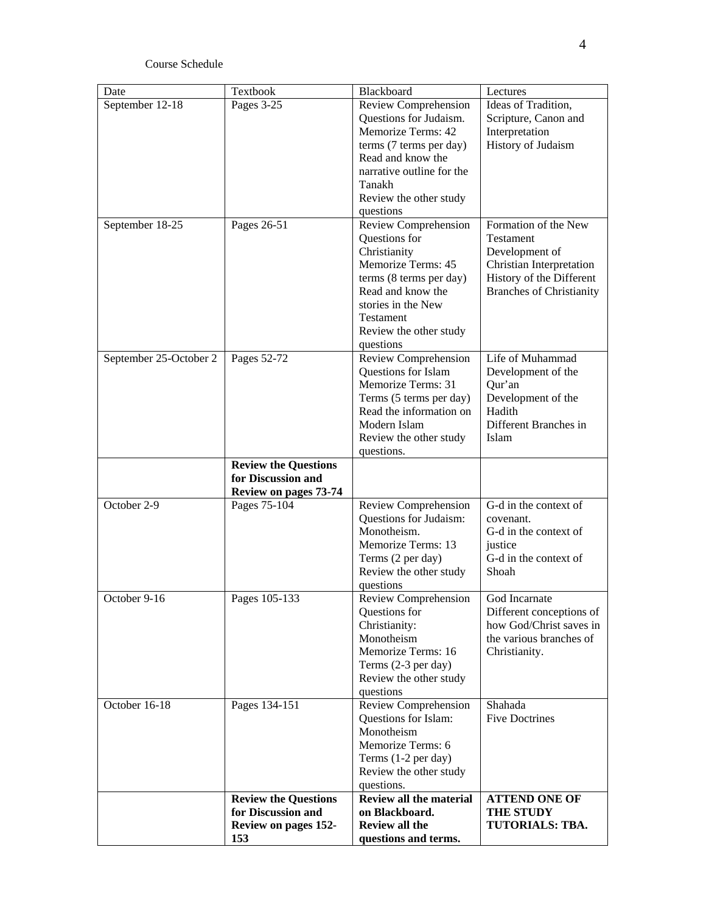Course Schedule

| Date | Textbook | Blackboard | Lectures |
|---|---|---|---|
| September 12-18 | Pages 3-25 | Review Comprehension Questions for Judaism.<br>Memorize Terms: 42 terms (7 terms per day)<br>Read and know the narrative outline for the Tanakh<br>Review the other study questions | Ideas of Tradition, Scripture, Canon and Interpretation<br>History of Judaism |
| September 18-25 | Pages 26-51 | Review Comprehension Questions for Christianity<br>Memorize Terms: 45 terms (8 terms per day)<br>Read and know the stories in the New Testament<br>Review the other study questions | Formation of the New Testament<br>Development of Christian Interpretation<br>History of the Different Branches of Christianity |
| September 25-October 2 | Pages 52-72 | Review Comprehension Questions for Islam<br>Memorize Terms: 31 Terms (5 terms per day)<br>Read the information on Modern Islam<br>Review the other study questions. | Life of Muhammad<br>Development of the Qur'an<br>Development of the Hadith<br>Different Branches in Islam |
| | **Review the Questions for Discussion and Review on pages 73-74** | | |
| October 2-9 | Pages 75-104 | Review Comprehension Questions for Judaism: Monotheism.<br>Memorize Terms: 13 Terms (2 per day)<br>Review the other study questions | G-d in the context of covenant.<br>G-d in the context of justice<br>G-d in the context of Shoah |
| October 9-16 | Pages 105-133 | Review Comprehension Questions for Christianity: Monotheism<br>Memorize Terms: 16 Terms (2-3 per day)<br>Review the other study questions | God Incarnate<br>Different conceptions of how God/Christ saves in the various branches of Christianity. |
| October 16-18 | Pages 134-151 | Review Comprehension Questions for Islam: Monotheism<br>Memorize Terms: 6 Terms (1-2 per day)<br>Review the other study questions. | Shahada<br>Five Doctrines |
| | **Review the Questions for Discussion and Review on pages 152-153** | **Review all the material on Blackboard. Review all the questions and terms.** | **ATTEND ONE OF THE STUDY TUTORIALS: TBA.** |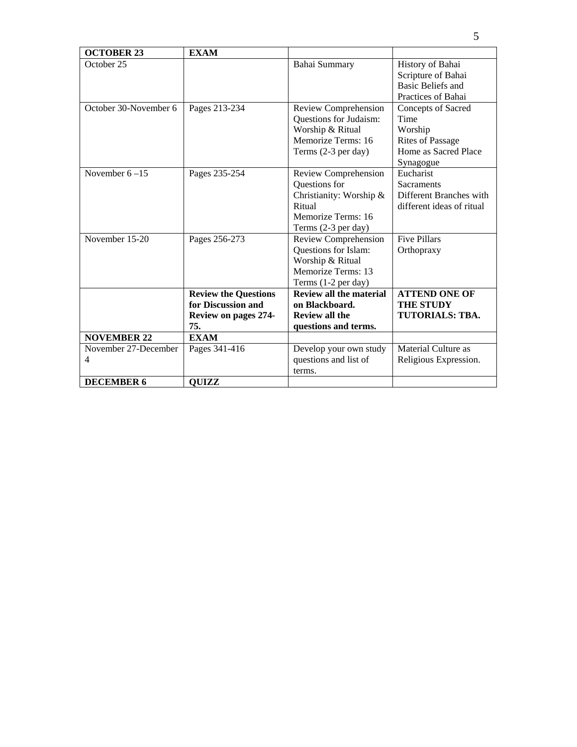| | | | |
|---|---|---|---|
| **OCTOBER 23** | **EXAM** | | |
| October 25 | | Bahai Summary | History of Bahai<br>Scripture of Bahai<br>Basic Beliefs and Practices of Bahai |
| October 30-November 6 | Pages 213-234 | Review Comprehension Questions for Judaism: Worship & Ritual<br>Memorize Terms: 16 Terms (2-3 per day) | Concepts of Sacred Time<br>Worship<br>Rites of Passage<br>Home as Sacred Place<br>Synagogue |
| November 6 –15 | Pages 235-254 | Review Comprehension Questions for Christianity: Worship & Ritual<br>Memorize Terms: 16 Terms (2-3 per day) | Eucharist<br>Sacraments<br>Different Branches with different ideas of ritual |
| November 15-20 | Pages 256-273 | Review Comprehension Questions for Islam: Worship & Ritual<br>Memorize Terms: 13 Terms (1-2 per day) | Five Pillars<br>Orthopraxy |
| | **Review the Questions for Discussion and Review on pages 274-75.** | **Review all the material on Blackboard. Review all the questions and terms.** | **ATTEND ONE OF THE STUDY TUTORIALS: TBA.** |
| **NOVEMBER 22** | **EXAM** | | |
| November 27-December 4 | Pages 341-416 | Develop your own study questions and list of terms. | Material Culture as Religious Expression. |
| **DECEMBER 6** | **QUIZZ** | | |